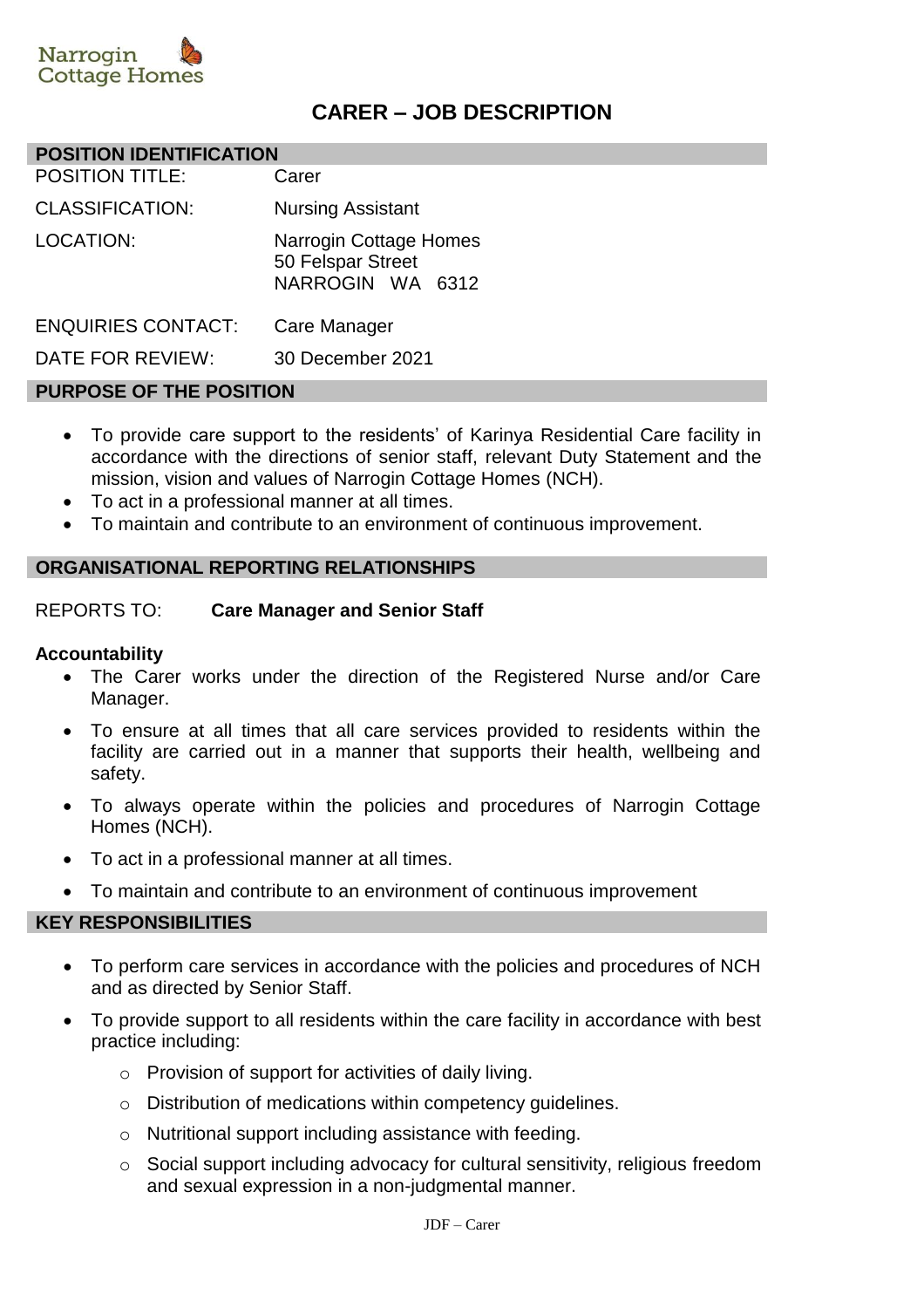Narrogin Cottage Homes

# CARER – JOB DESCRIPTION

## POSITION IDENTIFICATION

| | |
|---|---|
| POSITION TITLE: | Carer |
| CLASSIFICATION: | Nursing Assistant |
| LOCATION: | Narrogin Cottage Homes<br>50 Felspar Street<br>NARROGIN WA 6312 |
| ENQUIRIES CONTACT: | Care Manager |
| DATE FOR REVIEW: | 30 December 2021 |

## PURPOSE OF THE POSITION

- To provide care support to the residents' of Karinya Residential Care facility in accordance with the directions of senior staff, relevant Duty Statement and the mission, vision and values of Narrogin Cottage Homes (NCH).
- To act in a professional manner at all times.
- To maintain and contribute to an environment of continuous improvement.

## ORGANISATIONAL REPORTING RELATIONSHIPS

REPORTS TO: **Care Manager and Senior Staff**

**Accountability**

- The Carer works under the direction of the Registered Nurse and/or Care Manager.
- To ensure at all times that all care services provided to residents within the facility are carried out in a manner that supports their health, wellbeing and safety.
- To always operate within the policies and procedures of Narrogin Cottage Homes (NCH).
- To act in a professional manner at all times.
- To maintain and contribute to an environment of continuous improvement

## KEY RESPONSIBILITIES

- To perform care services in accordance with the policies and procedures of NCH and as directed by Senior Staff.
- To provide support to all residents within the care facility in accordance with best practice including:
  - Provision of support for activities of daily living.
  - Distribution of medications within competency guidelines.
  - Nutritional support including assistance with feeding.
  - Social support including advocacy for cultural sensitivity, religious freedom and sexual expression in a non-judgmental manner.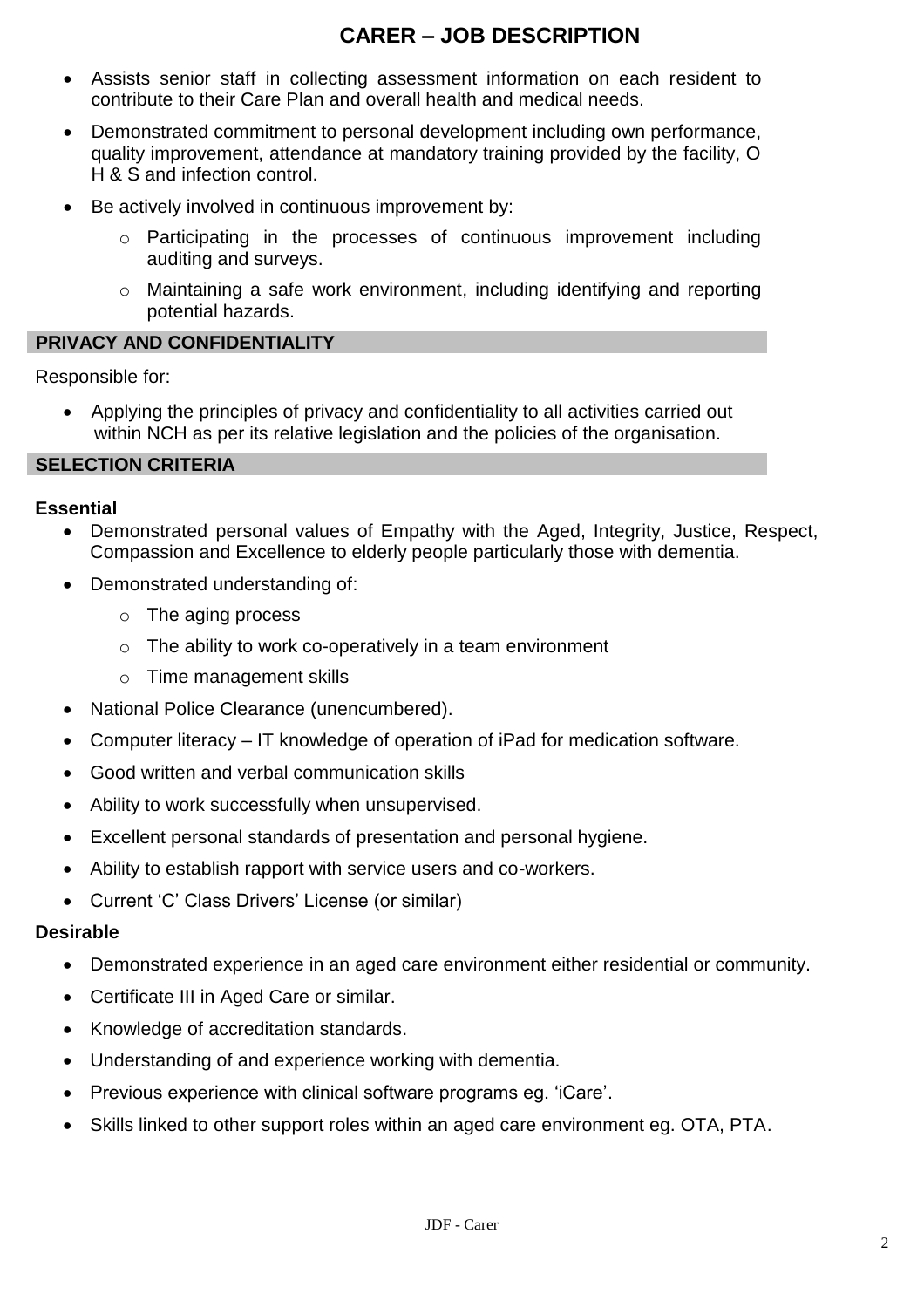# CARER – JOB DESCRIPTION

- Assists senior staff in collecting assessment information on each resident to contribute to their Care Plan and overall health and medical needs.
- Demonstrated commitment to personal development including own performance, quality improvement, attendance at mandatory training provided by the facility, O H & S and infection control.
- Be actively involved in continuous improvement by:
  - Participating in the processes of continuous improvement including auditing and surveys.
  - Maintaining a safe work environment, including identifying and reporting potential hazards.

## PRIVACY AND CONFIDENTIALITY

Responsible for:

- Applying the principles of privacy and confidentiality to all activities carried out within NCH as per its relative legislation and the policies of the organisation.

## SELECTION CRITERIA

**Essential**

- Demonstrated personal values of Empathy with the Aged, Integrity, Justice, Respect, Compassion and Excellence to elderly people particularly those with dementia.
- Demonstrated understanding of:
  - The aging process
  - The ability to work co-operatively in a team environment
  - Time management skills
- National Police Clearance (unencumbered).
- Computer literacy – IT knowledge of operation of iPad for medication software.
- Good written and verbal communication skills
- Ability to work successfully when unsupervised.
- Excellent personal standards of presentation and personal hygiene.
- Ability to establish rapport with service users and co-workers.
- Current 'C' Class Drivers' License (or similar)

**Desirable**

- Demonstrated experience in an aged care environment either residential or community.
- Certificate III in Aged Care or similar.
- Knowledge of accreditation standards.
- Understanding of and experience working with dementia.
- Previous experience with clinical software programs eg. 'iCare'.
- Skills linked to other support roles within an aged care environment eg. OTA, PTA.